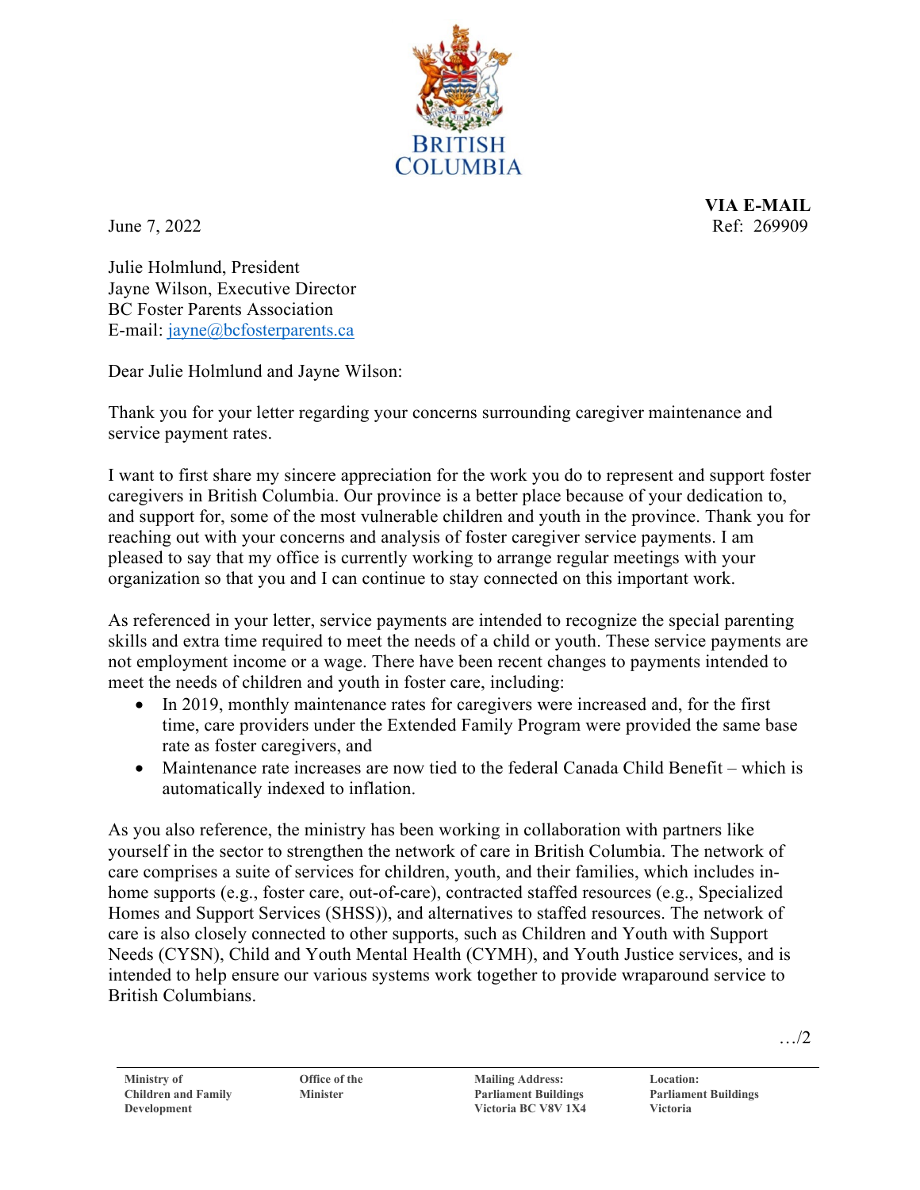BRITISH COLUMBIA

**VIA E-MAIL**
Ref: 269909

June 7, 2022

Julie Holmlund, President
Jayne Wilson, Executive Director
BC Foster Parents Association
E-mail: jayne@bcfosterparents.ca

Dear Julie Holmlund and Jayne Wilson:

Thank you for your letter regarding your concerns surrounding caregiver maintenance and service payment rates.

I want to first share my sincere appreciation for the work you do to represent and support foster caregivers in British Columbia. Our province is a better place because of your dedication to, and support for, some of the most vulnerable children and youth in the province. Thank you for reaching out with your concerns and analysis of foster caregiver service payments. I am pleased to say that my office is currently working to arrange regular meetings with your organization so that you and I can continue to stay connected on this important work.

As referenced in your letter, service payments are intended to recognize the special parenting skills and extra time required to meet the needs of a child or youth. These service payments are not employment income or a wage. There have been recent changes to payments intended to meet the needs of children and youth in foster care, including:

- In 2019, monthly maintenance rates for caregivers were increased and, for the first time, care providers under the Extended Family Program were provided the same base rate as foster caregivers, and
- Maintenance rate increases are now tied to the federal Canada Child Benefit – which is automatically indexed to inflation.

As you also reference, the ministry has been working in collaboration with partners like yourself in the sector to strengthen the network of care in British Columbia. The network of care comprises a suite of services for children, youth, and their families, which includes in-home supports (e.g., foster care, out-of-care), contracted staffed resources (e.g., Specialized Homes and Support Services (SHSS)), and alternatives to staffed resources. The network of care is also closely connected to other supports, such as Children and Youth with Support Needs (CYSN), Child and Youth Mental Health (CYMH), and Youth Justice services, and is intended to help ensure our various systems work together to provide wraparound service to British Columbians.

…/2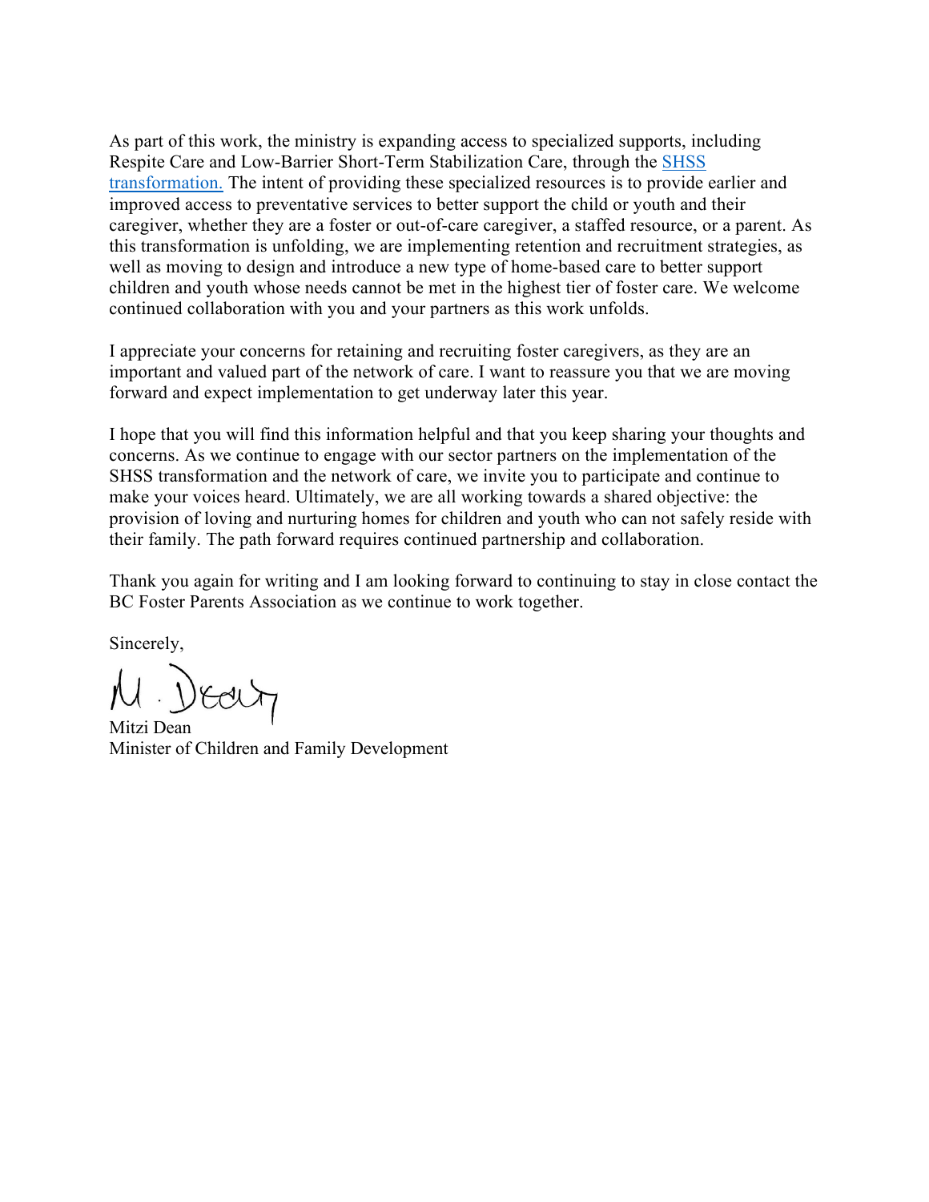As part of this work, the ministry is expanding access to specialized supports, including Respite Care and Low-Barrier Short-Term Stabilization Care, through the [SHSS transformation.](#) The intent of providing these specialized resources is to provide earlier and improved access to preventative services to better support the child or youth and their caregiver, whether they are a foster or out-of-care caregiver, a staffed resource, or a parent. As this transformation is unfolding, we are implementing retention and recruitment strategies, as well as moving to design and introduce a new type of home-based care to better support children and youth whose needs cannot be met in the highest tier of foster care. We welcome continued collaboration with you and your partners as this work unfolds.

I appreciate your concerns for retaining and recruiting foster caregivers, as they are an important and valued part of the network of care. I want to reassure you that we are moving forward and expect implementation to get underway later this year.

I hope that you will find this information helpful and that you keep sharing your thoughts and concerns. As we continue to engage with our sector partners on the implementation of the SHSS transformation and the network of care, we invite you to participate and continue to make your voices heard. Ultimately, we are all working towards a shared objective: the provision of loving and nurturing homes for children and youth who can not safely reside with their family. The path forward requires continued partnership and collaboration.

Thank you again for writing and I am looking forward to continuing to stay in close contact the BC Foster Parents Association as we continue to work together.

Sincerely,

M. Dean

Mitzi Dean
Minister of Children and Family Development